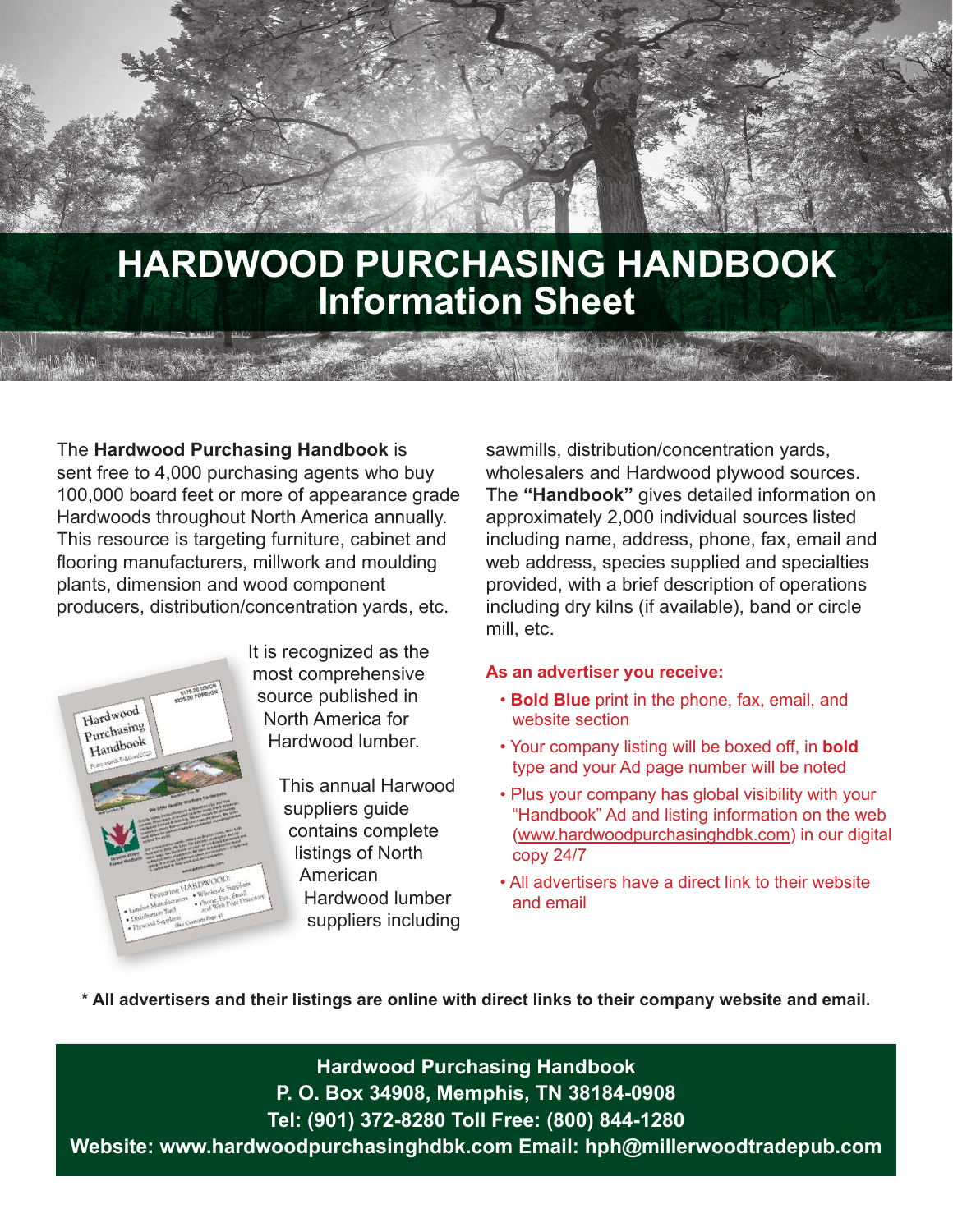# HARDWOOD PURCHASING HANDBOOK
## Information Sheet

The **Hardwood Purchasing Handbook** is sent free to 4,000 purchasing agents who buy 100,000 board feet or more of appearance grade Hardwoods throughout North America annually. This resource is targeting furniture, cabinet and flooring manufacturers, millwork and moulding plants, dimension and wood component producers, distribution/concentration yards, etc.

It is recognized as the most comprehensive source published in North America for Hardwood lumber.

This annual Harwood suppliers guide contains complete listings of North American Hardwood lumber suppliers including sawmills, distribution/concentration yards, wholesalers and Hardwood plywood sources. The **"Handbook"** gives detailed information on approximately 2,000 individual sources listed including name, address, phone, fax, email and web address, species supplied and specialties provided, with a brief description of operations including dry kilns (if available), band or circle mill, etc.

**As an advertiser you receive:**

- **Bold Blue** print in the phone, fax, email, and website section
- Your company listing will be boxed off, in **bold** type and your Ad page number will be noted
- Plus your company has global visibility with your "Handbook" Ad and listing information on the web (www.hardwoodpurchasinghdbk.com) in our digital copy 24/7
- All advertisers have a direct link to their website and email

**\* All advertisers and their listings are online with direct links to their company website and email.**

**Hardwood Purchasing Handbook**
**P. O. Box 34908, Memphis, TN 38184-0908**
**Tel: (901) 372-8280 Toll Free: (800) 844-1280**
**Website: www.hardwoodpurchasinghdbk.com Email: hph@millerwoodtradepub.com**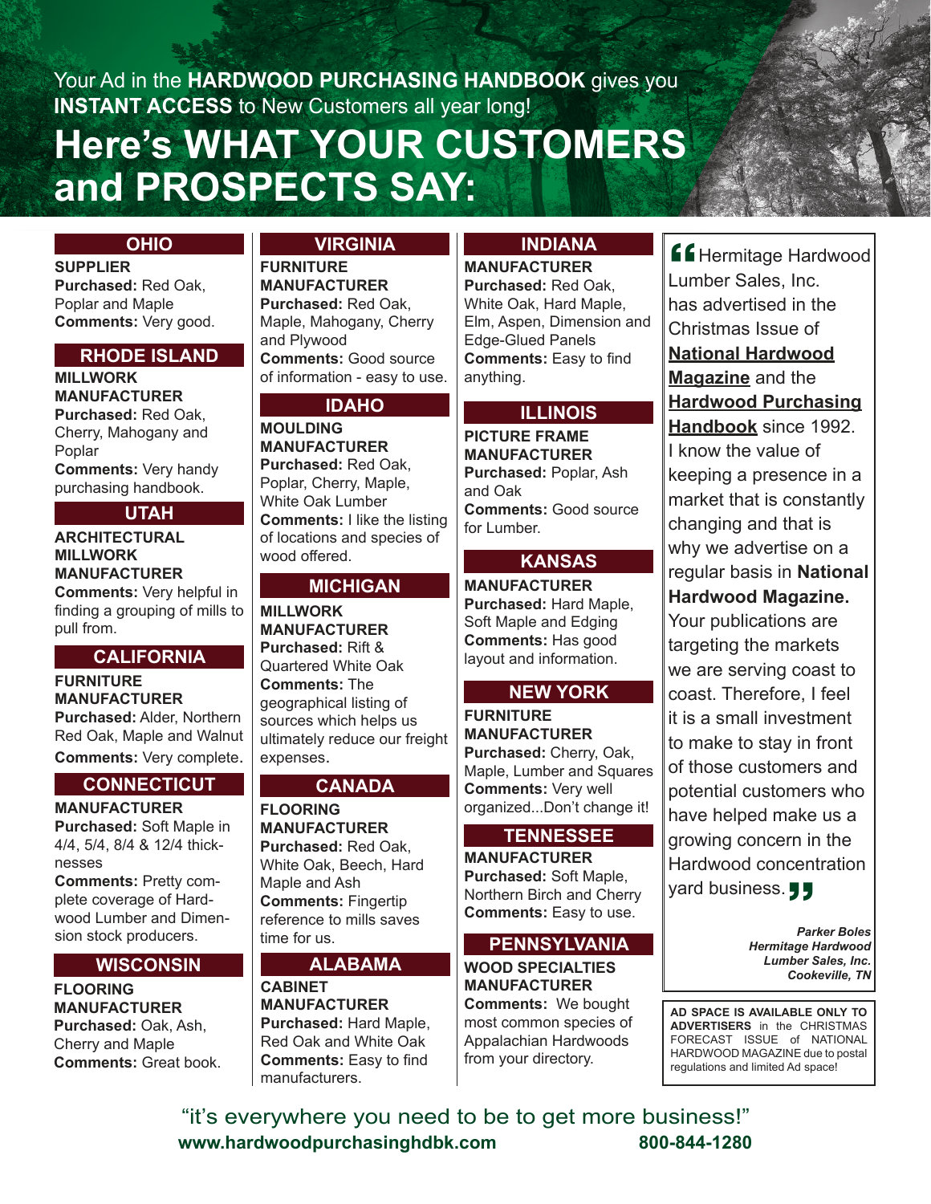Your Ad in the **HARDWOOD PURCHASING HANDBOOK** gives you **INSTANT ACCESS** to New Customers all year long!

# Here's WHAT YOUR CUSTOMERS and PROSPECTS SAY:

## OHIO

**SUPPLIER**
**Purchased:** Red Oak, Poplar and Maple
**Comments:** Very good.

## RHODE ISLAND

**MILLWORK MANUFACTURER**
**Purchased:** Red Oak, Cherry, Mahogany and Poplar
**Comments:** Very handy purchasing handbook.

## UTAH

**ARCHITECTURAL MILLWORK MANUFACTURER**
**Comments:** Very helpful in finding a grouping of mills to pull from.

## CALIFORNIA

**FURNITURE MANUFACTURER**
**Purchased:** Alder, Northern Red Oak, Maple and Walnut
**Comments:** Very complete.

## CONNECTICUT

**MANUFACTURER**
**Purchased:** Soft Maple in 4/4, 5/4, 8/4 & 12/4 thicknesses
**Comments:** Pretty complete coverage of Hardwood Lumber and Dimension stock producers.

## WISCONSIN

**FLOORING MANUFACTURER**
**Purchased:** Oak, Ash, Cherry and Maple
**Comments:** Great book.

## VIRGINIA

**FURNITURE MANUFACTURER**
**Purchased:** Red Oak, Maple, Mahogany, Cherry and Plywood
**Comments:** Good source of information - easy to use.

## IDAHO

**MOULDING MANUFACTURER**
**Purchased:** Red Oak, Poplar, Cherry, Maple, White Oak Lumber
**Comments:** I like the listing of locations and species of wood offered.

## MICHIGAN

**MILLWORK MANUFACTURER**
**Purchased:** Rift & Quartered White Oak
**Comments:** The geographical listing of sources which helps us ultimately reduce our freight expenses.

## CANADA

**FLOORING MANUFACTURER**
**Purchased:** Red Oak, White Oak, Beech, Hard Maple and Ash
**Comments:** Fingertip reference to mills saves time for us.

## ALABAMA

**CABINET MANUFACTURER**
**Purchased:** Hard Maple, Red Oak and White Oak
**Comments:** Easy to find manufacturers.

## INDIANA

**MANUFACTURER**
**Purchased:** Red Oak, White Oak, Hard Maple, Elm, Aspen, Dimension and Edge-Glued Panels
**Comments:** Easy to find anything.

## ILLINOIS

**PICTURE FRAME MANUFACTURER**
**Purchased:** Poplar, Ash and Oak
**Comments:** Good source for Lumber.

## KANSAS

**MANUFACTURER**
**Purchased:** Hard Maple, Soft Maple and Edging
**Comments:** Has good layout and information.

## NEW YORK

**FURNITURE MANUFACTURER**
**Purchased:** Cherry, Oak, Maple, Lumber and Squares
**Comments:** Very well organized...Don't change it!

## TENNESSEE

**MANUFACTURER**
**Purchased:** Soft Maple, Northern Birch and Cherry
**Comments:** Easy to use.

## PENNSYLVANIA

**WOOD SPECIALTIES MANUFACTURER**
**Comments:** We bought most common species of Appalachian Hardwoods from your directory.

---

"Hermitage Hardwood Lumber Sales, Inc. has advertised in the Christmas Issue of **National Hardwood Magazine** and the **Hardwood Purchasing Handbook** since 1992. I know the value of keeping a presence in a market that is constantly changing and that is why we advertise on a regular basis in **National Hardwood Magazine.** Your publications are targeting the markets we are serving coast to coast. Therefore, I feel it is a small investment to make to stay in front of those customers and potential customers who have helped make us a growing concern in the Hardwood concentration yard business."

***Parker Boles***
***Hermitage Hardwood Lumber Sales, Inc.***
***Cookeville, TN***

**AD SPACE IS AVAILABLE ONLY TO ADVERTISERS** in the CHRISTMAS FORECAST ISSUE of NATIONAL HARDWOOD MAGAZINE due to postal regulations and limited Ad space!

---

"it's everywhere you need to be to get more business!"

**www.hardwoodpurchasinghdbk.com** **800-844-1280**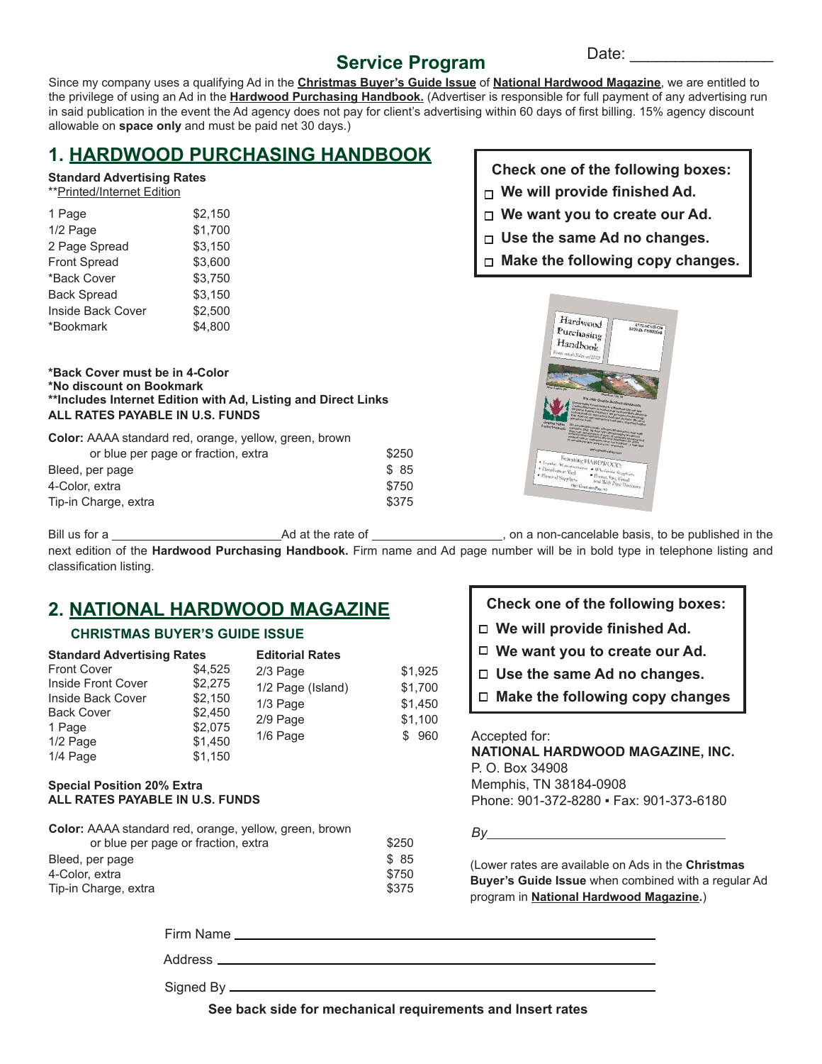Date: ________________

## Service Program

Since my company uses a qualifying Ad in the **Christmas Buyer's Guide Issue** of **National Hardwood Magazine**, we are entitled to the privilege of using an Ad in the **Hardwood Purchasing Handbook.** (Advertiser is responsible for full payment of any advertising run in said publication in the event the Ad agency does not pay for client's advertising within 60 days of first billing. 15% agency discount allowable on **space only** and must be paid net 30 days.)

## 1. HARDWOOD PURCHASING HANDBOOK

**Standard Advertising Rates**
**Printed/Internet Edition

| | |
|---|---|
| 1 Page | $2,150 |
| 1/2 Page | $1,700 |
| 2 Page Spread | $3,150 |
| Front Spread | $3,600 |
| *Back Cover | $3,750 |
| Back Spread | $3,150 |
| Inside Back Cover | $2,500 |
| *Bookmark | $4,800 |

**\*Back Cover must be in 4-Color**
**\*No discount on Bookmark**
**\*\*Includes Internet Edition with Ad, Listing and Direct Links**
**ALL RATES PAYABLE IN U.S. FUNDS**

| | |
|---|---|
| **Color:** AAAA standard red, orange, yellow, green, brown or blue per page or fraction, extra | $250 |
| Bleed, per page | $ 85 |
| 4-Color, extra | $750 |
| Tip-in Charge, extra | $375 |

**Check one of the following boxes:**

- ☐ **We will provide finished Ad.**
- ☐ **We want you to create our Ad.**
- ☐ **Use the same Ad no changes.**
- ☐ **Make the following copy changes.**

Bill us for a ________________________ Ad at the rate of __________________, on a non-cancelable basis, to be published in the next edition of the **Hardwood Purchasing Handbook.** Firm name and Ad page number will be in bold type in telephone listing and classification listing.

## 2. NATIONAL HARDWOOD MAGAZINE

### CHRISTMAS BUYER'S GUIDE ISSUE

**Standard Advertising Rates**

| | |
|---|---|
| Front Cover | $4,525 |
| Inside Front Cover | $2,275 |
| Inside Back Cover | $2,150 |
| Back Cover | $2,450 |
| 1 Page | $2,075 |
| 1/2 Page | $1,450 |
| 1/4 Page | $1,150 |

**Editorial Rates**

| | |
|---|---|
| 2/3 Page | $1,925 |
| 1/2 Page (Island) | $1,700 |
| 1/3 Page | $1,450 |
| 2/9 Page | $1,100 |
| 1/6 Page | $ 960 |

**Special Position 20% Extra**
**ALL RATES PAYABLE IN U.S. FUNDS**

| | |
|---|---|
| **Color:** AAAA standard red, orange, yellow, green, brown or blue per page or fraction, extra | $250 |
| Bleed, per page | $ 85 |
| 4-Color, extra | $750 |
| Tip-in Charge, extra | $375 |

**Check one of the following boxes:**

- ☐ **We will provide finished Ad.**
- ☐ **We want you to create our Ad.**
- ☐ **Use the same Ad no changes.**
- ☐ **Make the following copy changes**

Accepted for:
**NATIONAL HARDWOOD MAGAZINE, INC.**
P. O. Box 34908
Memphis, TN 38184-0908
Phone: 901-372-8280 • Fax: 901-373-6180

*By* ________________________________

(Lower rates are available on Ads in the **Christmas Buyer's Guide Issue** when combined with a regular Ad program in **National Hardwood Magazine.**)

Firm Name ________________________________

Address ________________________________

Signed By ________________________________

**See back side for mechanical requirements and Insert rates**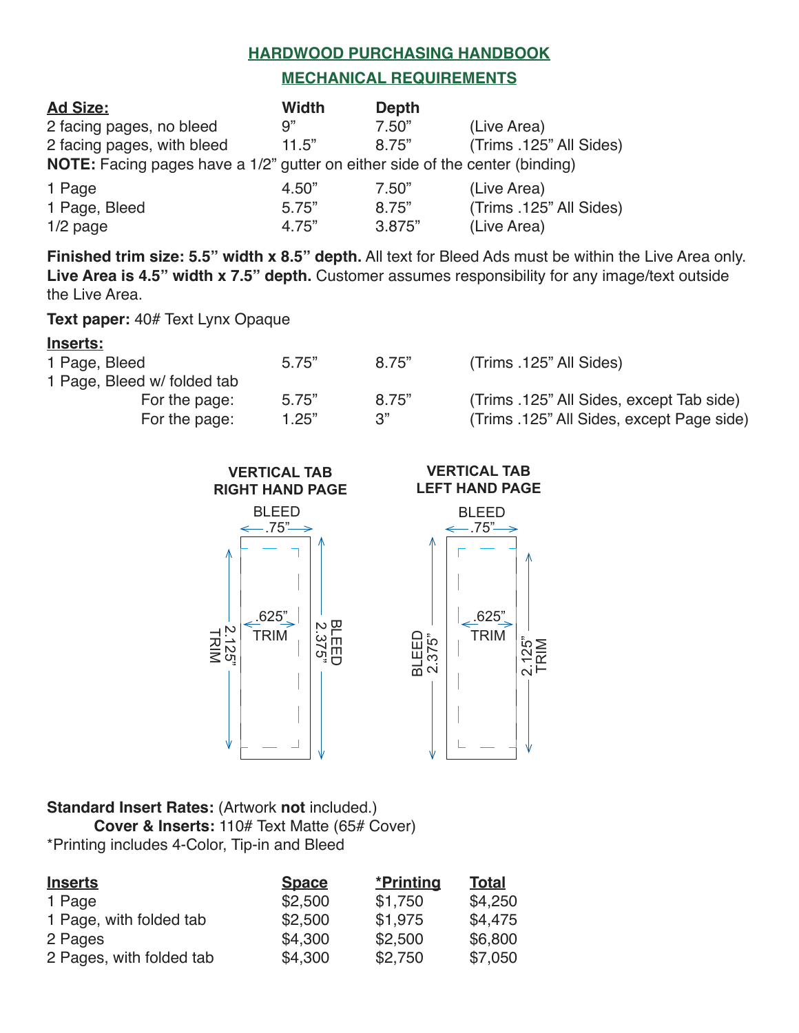# HARDWOOD PURCHASING HANDBOOK

## MECHANICAL REQUIREMENTS

| **Ad Size:** | **Width** | **Depth** | |
|---|---|---|---|
| 2 facing pages, no bleed | 9" | 7.50" | (Live Area) |
| 2 facing pages, with bleed | 11.5" | 8.75" | (Trims .125" All Sides) |

**NOTE:** Facing pages have a 1/2" gutter on either side of the center (binding)

| | | | |
|---|---|---|---|
| 1 Page | 4.50" | 7.50" | (Live Area) |
| 1 Page, Bleed | 5.75" | 8.75" | (Trims .125" All Sides) |
| 1/2 page | 4.75" | 3.875" | (Live Area) |

**Finished trim size: 5.5" width x 8.5" depth.** All text for Bleed Ads must be within the Live Area only. **Live Area is 4.5" width x 7.5" depth.** Customer assumes responsibility for any image/text outside the Live Area.

**Text paper:** 40# Text Lynx Opaque

**Inserts:**

| | | | |
|---|---|---|---|
| 1 Page, Bleed | 5.75" | 8.75" | (Trims .125" All Sides) |
| 1 Page, Bleed w/ folded tab | | | |
| For the page: | 5.75" | 8.75" | (Trims .125" All Sides, except Tab side) |
| For the page: | 1.25" | 3" | (Trims .125" All Sides, except Page side) |

**VERTICAL TAB RIGHT HAND PAGE**

BLEED .75"; .625" TRIM; 2.125" TRIM; 2.375" BLEED

**VERTICAL TAB LEFT HAND PAGE**

BLEED .75"; .625" TRIM; BLEED 2.375"; 2.125" TRIM

**Standard Insert Rates:** (Artwork **not** included.)

**Cover & Inserts:** 110# Text Matte (65# Cover)

*Printing includes 4-Color, Tip-in and Bleed

| **Inserts** | **Space** | ***Printing** | **Total** |
|---|---|---|---|
| 1 Page | $2,500 | $1,750 | $4,250 |
| 1 Page, with folded tab | $2,500 | $1,975 | $4,475 |
| 2 Pages | $4,300 | $2,500 | $6,800 |
| 2 Pages, with folded tab | $4,300 | $2,750 | $7,050 |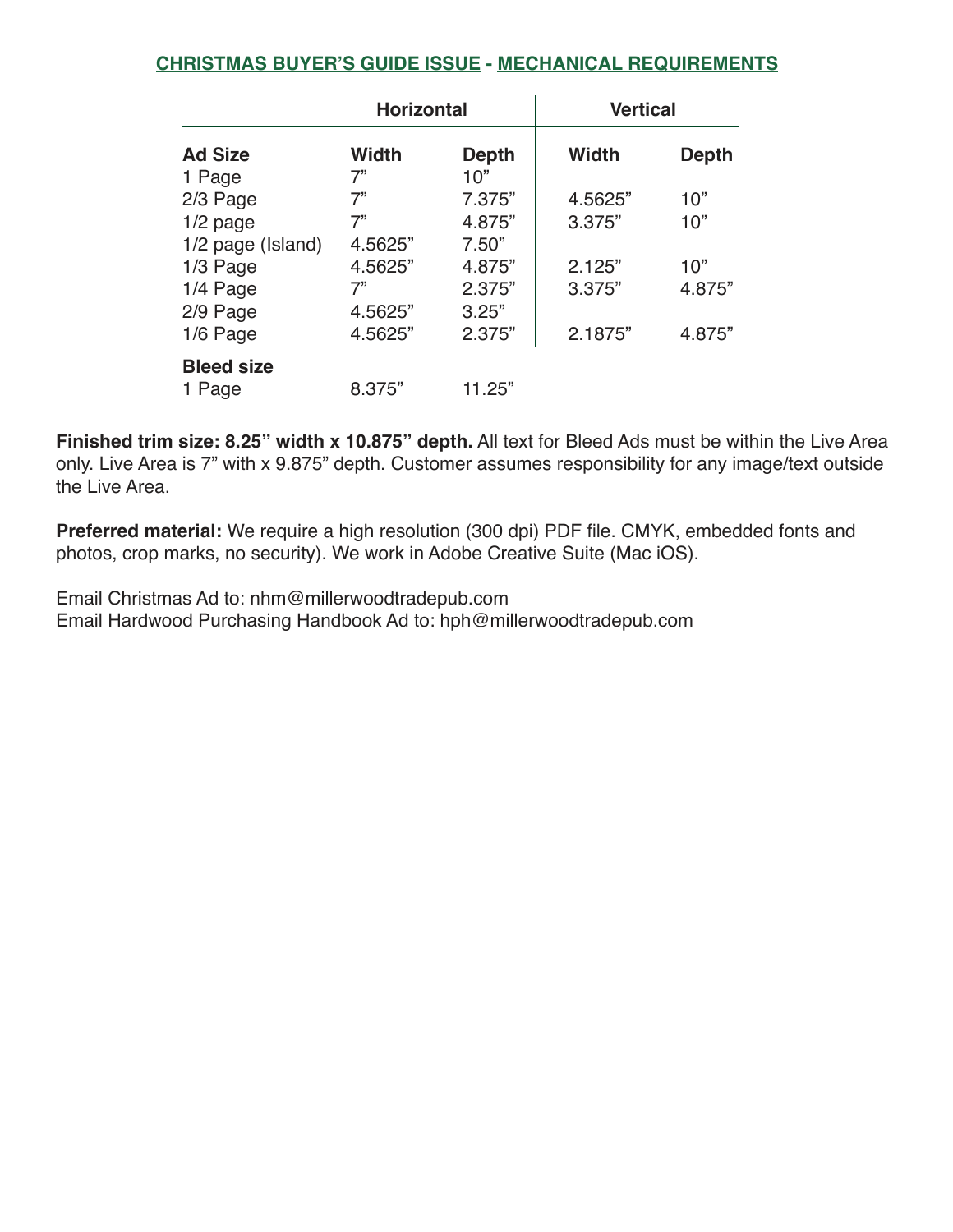## CHRISTMAS BUYER'S GUIDE ISSUE - MECHANICAL REQUIREMENTS

| | Horizontal | | Vertical | |
|---|---|---|---|---|
| **Ad Size** | **Width** | **Depth** | **Width** | **Depth** |
| 1 Page | 7" | 10" | | |
| 2/3 Page | 7" | 7.375" | 4.5625" | 10" |
| 1/2 page | 7" | 4.875" | 3.375" | 10" |
| 1/2 page (Island) | 4.5625" | 7.50" | | |
| 1/3 Page | 4.5625" | 4.875" | 2.125" | 10" |
| 1/4 Page | 7" | 2.375" | 3.375" | 4.875" |
| 2/9 Page | 4.5625" | 3.25" | | |
| 1/6 Page | 4.5625" | 2.375" | 2.1875" | 4.875" |
| **Bleed size** | | | | |
| 1 Page | 8.375" | 11.25" | | |

**Finished trim size: 8.25" width x 10.875" depth.** All text for Bleed Ads must be within the Live Area only. Live Area is 7" with x 9.875" depth. Customer assumes responsibility for any image/text outside the Live Area.

**Preferred material:** We require a high resolution (300 dpi) PDF file. CMYK, embedded fonts and photos, crop marks, no security). We work in Adobe Creative Suite (Mac iOS).

Email Christmas Ad to: nhm@millerwoodtradepub.com
Email Hardwood Purchasing Handbook Ad to: hph@millerwoodtradepub.com